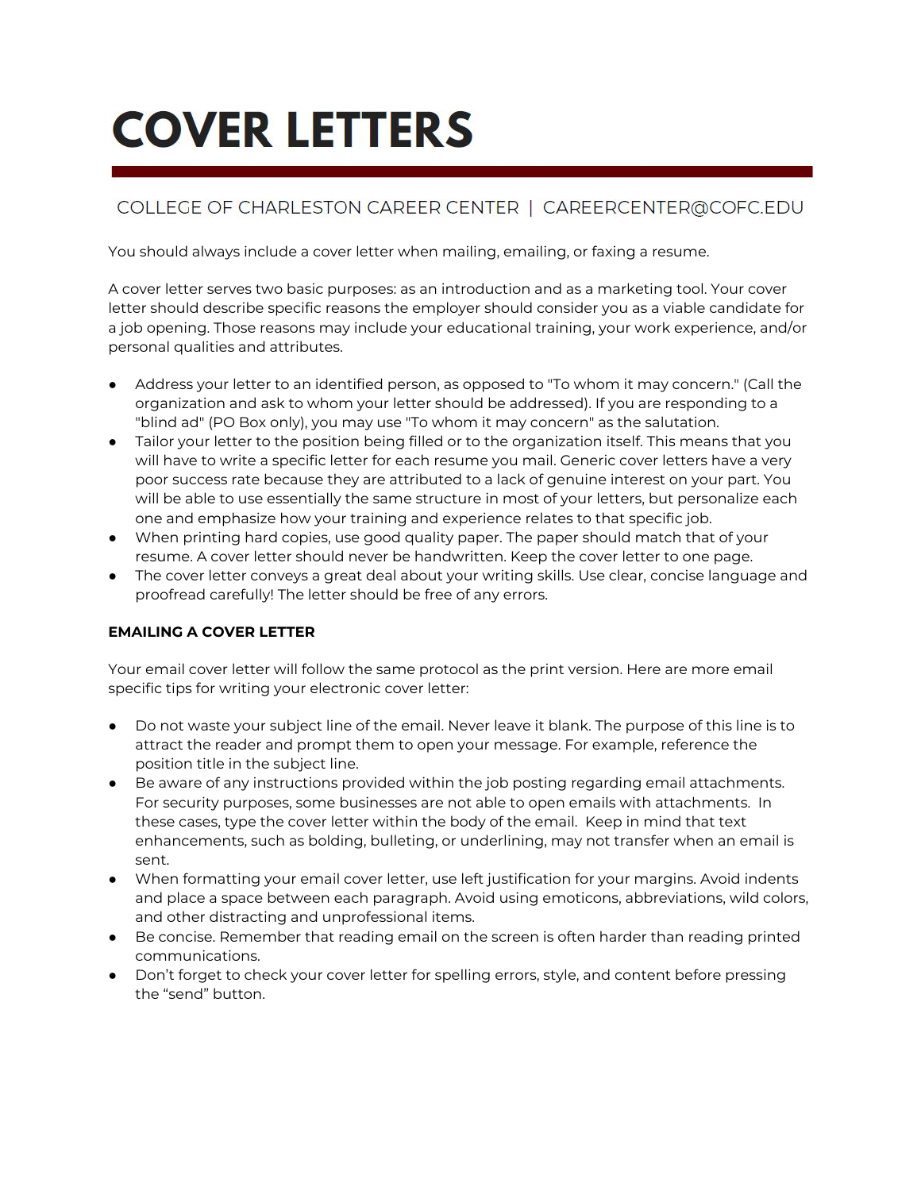# COVER LETTERS

COLLEGE OF CHARLESTON CAREER CENTER | CAREERCENTER@COFC.EDU

You should always include a cover letter when mailing, emailing, or faxing a resume.

A cover letter serves two basic purposes: as an introduction and as a marketing tool. Your cover letter should describe specific reasons the employer should consider you as a viable candidate for a job opening. Those reasons may include your educational training, your work experience, and/or personal qualities and attributes.

- Address your letter to an identified person, as opposed to "To whom it may concern." (Call the organization and ask to whom your letter should be addressed). If you are responding to a "blind ad" (PO Box only), you may use "To whom it may concern" as the salutation.
- Tailor your letter to the position being filled or to the organization itself. This means that you will have to write a specific letter for each resume you mail. Generic cover letters have a very poor success rate because they are attributed to a lack of genuine interest on your part. You will be able to use essentially the same structure in most of your letters, but personalize each one and emphasize how your training and experience relates to that specific job.
- When printing hard copies, use good quality paper. The paper should match that of your resume. A cover letter should never be handwritten. Keep the cover letter to one page.
- The cover letter conveys a great deal about your writing skills. Use clear, concise language and proofread carefully! The letter should be free of any errors.

**EMAILING A COVER LETTER**

Your email cover letter will follow the same protocol as the print version. Here are more email specific tips for writing your electronic cover letter:

- Do not waste your subject line of the email. Never leave it blank. The purpose of this line is to attract the reader and prompt them to open your message. For example, reference the position title in the subject line.
- Be aware of any instructions provided within the job posting regarding email attachments. For security purposes, some businesses are not able to open emails with attachments. In these cases, type the cover letter within the body of the email. Keep in mind that text enhancements, such as bolding, bulleting, or underlining, may not transfer when an email is sent.
- When formatting your email cover letter, use left justification for your margins. Avoid indents and place a space between each paragraph. Avoid using emoticons, abbreviations, wild colors, and other distracting and unprofessional items.
- Be concise. Remember that reading email on the screen is often harder than reading printed communications.
- Don't forget to check your cover letter for spelling errors, style, and content before pressing the "send" button.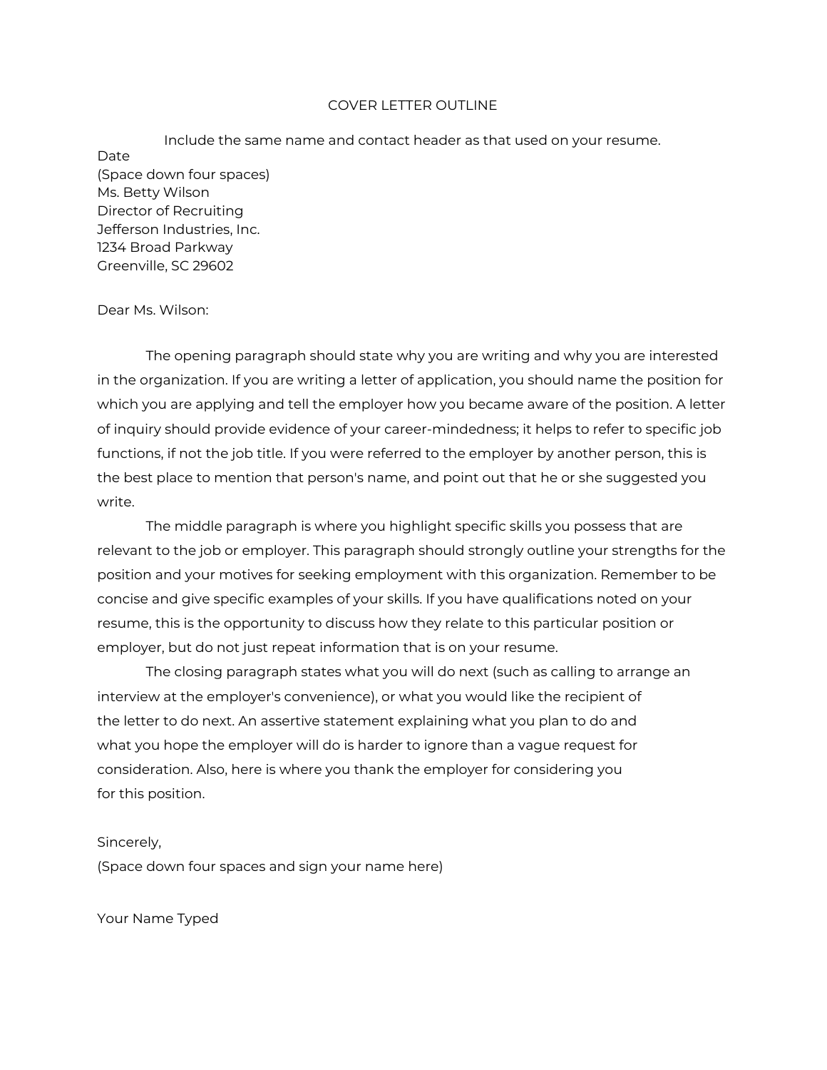# COVER LETTER OUTLINE

Include the same name and contact header as that used on your resume.

Date
(Space down four spaces)
Ms. Betty Wilson
Director of Recruiting
Jefferson Industries, Inc.
1234 Broad Parkway
Greenville, SC 29602

Dear Ms. Wilson:

The opening paragraph should state why you are writing and why you are interested in the organization. If you are writing a letter of application, you should name the position for which you are applying and tell the employer how you became aware of the position. A letter of inquiry should provide evidence of your career-mindedness; it helps to refer to specific job functions, if not the job title. If you were referred to the employer by another person, this is the best place to mention that person's name, and point out that he or she suggested you write.

The middle paragraph is where you highlight specific skills you possess that are relevant to the job or employer. This paragraph should strongly outline your strengths for the position and your motives for seeking employment with this organization. Remember to be concise and give specific examples of your skills. If you have qualifications noted on your resume, this is the opportunity to discuss how they relate to this particular position or employer, but do not just repeat information that is on your resume.

The closing paragraph states what you will do next (such as calling to arrange an interview at the employer's convenience), or what you would like the recipient of the letter to do next. An assertive statement explaining what you plan to do and what you hope the employer will do is harder to ignore than a vague request for consideration. Also, here is where you thank the employer for considering you for this position.

Sincerely,
(Space down four spaces and sign your name here)

Your Name Typed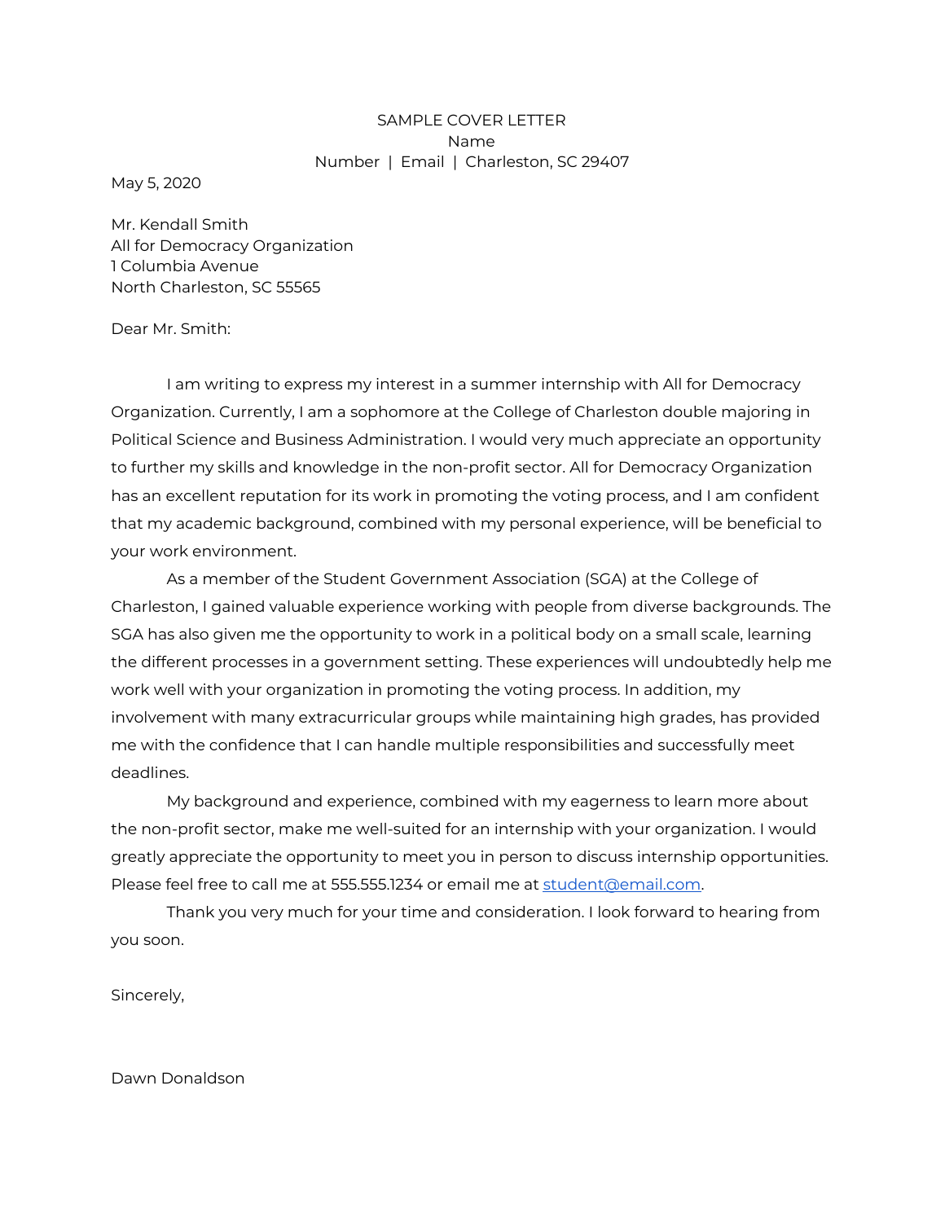SAMPLE COVER LETTER

Name

Number | Email | Charleston, SC 29407

May 5, 2020

Mr. Kendall Smith
All for Democracy Organization
1 Columbia Avenue
North Charleston, SC 55565

Dear Mr. Smith:

I am writing to express my interest in a summer internship with All for Democracy Organization. Currently, I am a sophomore at the College of Charleston double majoring in Political Science and Business Administration. I would very much appreciate an opportunity to further my skills and knowledge in the non-profit sector. All for Democracy Organization has an excellent reputation for its work in promoting the voting process, and I am confident that my academic background, combined with my personal experience, will be beneficial to your work environment.

As a member of the Student Government Association (SGA) at the College of Charleston, I gained valuable experience working with people from diverse backgrounds. The SGA has also given me the opportunity to work in a political body on a small scale, learning the different processes in a government setting. These experiences will undoubtedly help me work well with your organization in promoting the voting process. In addition, my involvement with many extracurricular groups while maintaining high grades, has provided me with the confidence that I can handle multiple responsibilities and successfully meet deadlines.

My background and experience, combined with my eagerness to learn more about the non-profit sector, make me well-suited for an internship with your organization. I would greatly appreciate the opportunity to meet you in person to discuss internship opportunities. Please feel free to call me at 555.555.1234 or email me at student@email.com.

Thank you very much for your time and consideration. I look forward to hearing from you soon.

Sincerely,

Dawn Donaldson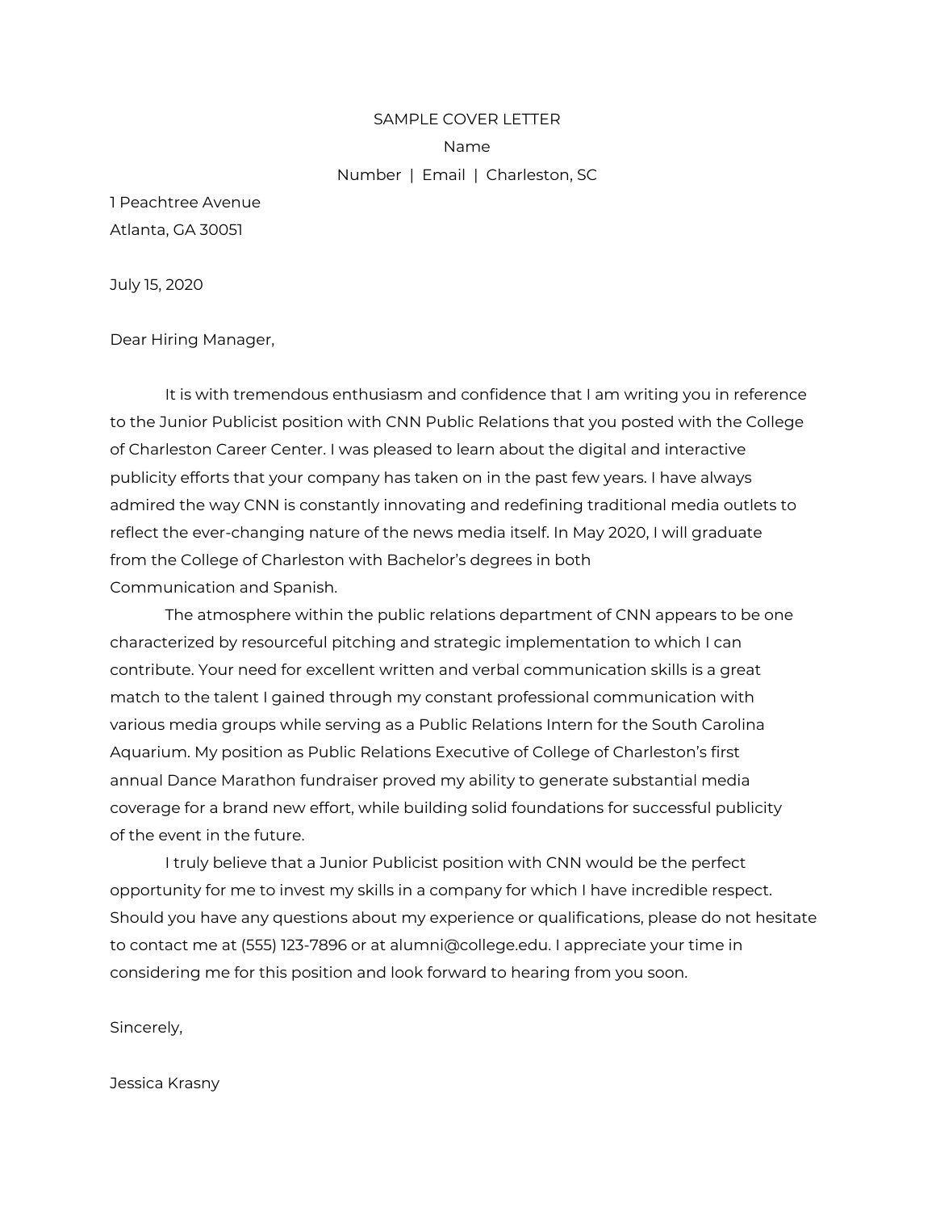SAMPLE COVER LETTER

Name

Number | Email | Charleston, SC

1 Peachtree Avenue
Atlanta, GA 30051

July 15, 2020

Dear Hiring Manager,

It is with tremendous enthusiasm and confidence that I am writing you in reference to the Junior Publicist position with CNN Public Relations that you posted with the College of Charleston Career Center. I was pleased to learn about the digital and interactive publicity efforts that your company has taken on in the past few years. I have always admired the way CNN is constantly innovating and redefining traditional media outlets to reflect the ever-changing nature of the news media itself. In May 2020, I will graduate from the College of Charleston with Bachelor's degrees in both Communication and Spanish.

The atmosphere within the public relations department of CNN appears to be one characterized by resourceful pitching and strategic implementation to which I can contribute. Your need for excellent written and verbal communication skills is a great match to the talent I gained through my constant professional communication with various media groups while serving as a Public Relations Intern for the South Carolina Aquarium. My position as Public Relations Executive of College of Charleston's first annual Dance Marathon fundraiser proved my ability to generate substantial media coverage for a brand new effort, while building solid foundations for successful publicity of the event in the future.

I truly believe that a Junior Publicist position with CNN would be the perfect opportunity for me to invest my skills in a company for which I have incredible respect. Should you have any questions about my experience or qualifications, please do not hesitate to contact me at (555) 123-7896 or at alumni@college.edu. I appreciate your time in considering me for this position and look forward to hearing from you soon.

Sincerely,

Jessica Krasny